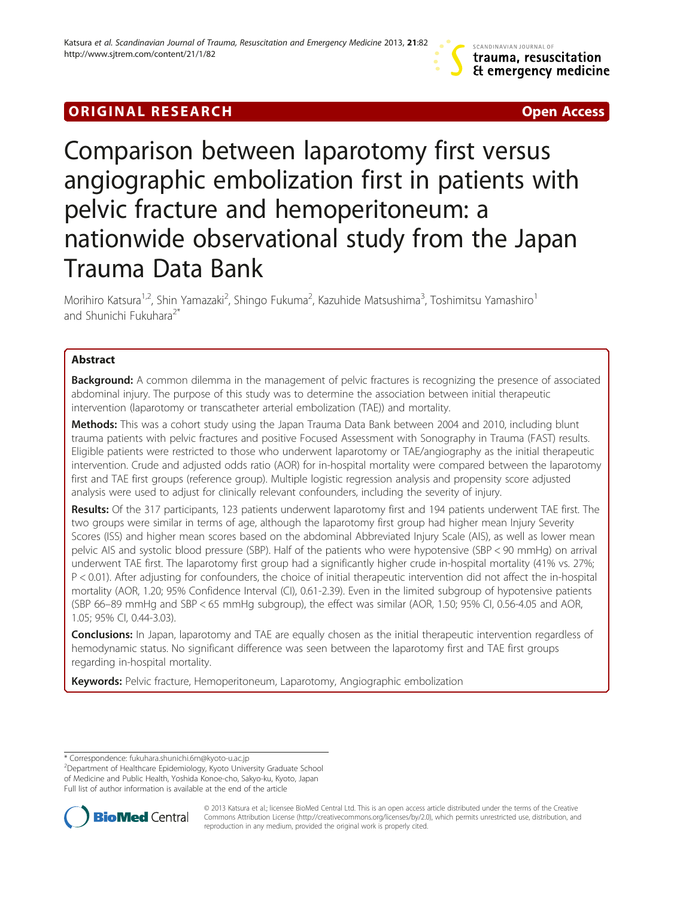ORIGINAL RESEARCH Open Access

# Comparison between laparotomy first versus angiographic embolization first in patients with pelvic fracture and hemoperitoneum: a nationwide observational study from the Japan Trauma Data Bank

Morihiro Katsura[1,2], Shin Yamazaki[2], Shingo Fukuma[2], Kazuhide Matsushima[3], Toshimitsu Yamashiro[1] and Shunichi Fukuhara[2*]

## Abstract

**Background:** A common dilemma in the management of pelvic fractures is recognizing the presence of associated abdominal injury. The purpose of this study was to determine the association between initial therapeutic intervention (laparotomy or transcatheter arterial embolization (TAE)) and mortality.

**Methods:** This was a cohort study using the Japan Trauma Data Bank between 2004 and 2010, including blunt trauma patients with pelvic fractures and positive Focused Assessment with Sonography in Trauma (FAST) results. Eligible patients were restricted to those who underwent laparotomy or TAE/angiography as the initial therapeutic intervention. Crude and adjusted odds ratio (AOR) for in-hospital mortality were compared between the laparotomy first and TAE first groups (reference group). Multiple logistic regression analysis and propensity score adjusted analysis were used to adjust for clinically relevant confounders, including the severity of injury.

**Results:** Of the 317 participants, 123 patients underwent laparotomy first and 194 patients underwent TAE first. The two groups were similar in terms of age, although the laparotomy first group had higher mean Injury Severity Scores (ISS) and higher mean scores based on the abdominal Abbreviated Injury Scale (AIS), as well as lower mean pelvic AIS and systolic blood pressure (SBP). Half of the patients who were hypotensive (SBP < 90 mmHg) on arrival underwent TAE first. The laparotomy first group had a significantly higher crude in-hospital mortality (41% vs. 27%; $P < 0.01$). After adjusting for confounders, the choice of initial therapeutic intervention did not affect the in-hospital mortality (AOR, 1.20; 95% Confidence Interval (CI), 0.61-2.39). Even in the limited subgroup of hypotensive patients (SBP 66–89 mmHg and SBP < 65 mmHg subgroup), the effect was similar (AOR, 1.50; 95% CI, 0.56-4.05 and AOR, 1.05; 95% CI, 0.44-3.03).

**Conclusions:** In Japan, laparotomy and TAE are equally chosen as the initial therapeutic intervention regardless of hemodynamic status. No significant difference was seen between the laparotomy first and TAE first groups regarding in-hospital mortality.

**Keywords:** Pelvic fracture, Hemoperitoneum, Laparotomy, Angiographic embolization

* Correspondence: fukuhara.shunichi.6m@kyoto-u.ac.jp
[2]Department of Healthcare Epidemiology, Kyoto University Graduate School of Medicine and Public Health, Yoshida Konoe-cho, Sakyo-ku, Kyoto, Japan
Full list of author information is available at the end of the article

© 2013 Katsura et al.; licensee BioMed Central Ltd. This is an open access article distributed under the terms of the Creative Commons Attribution License (http://creativecommons.org/licenses/by/2.0), which permits unrestricted use, distribution, and reproduction in any medium, provided the original work is properly cited.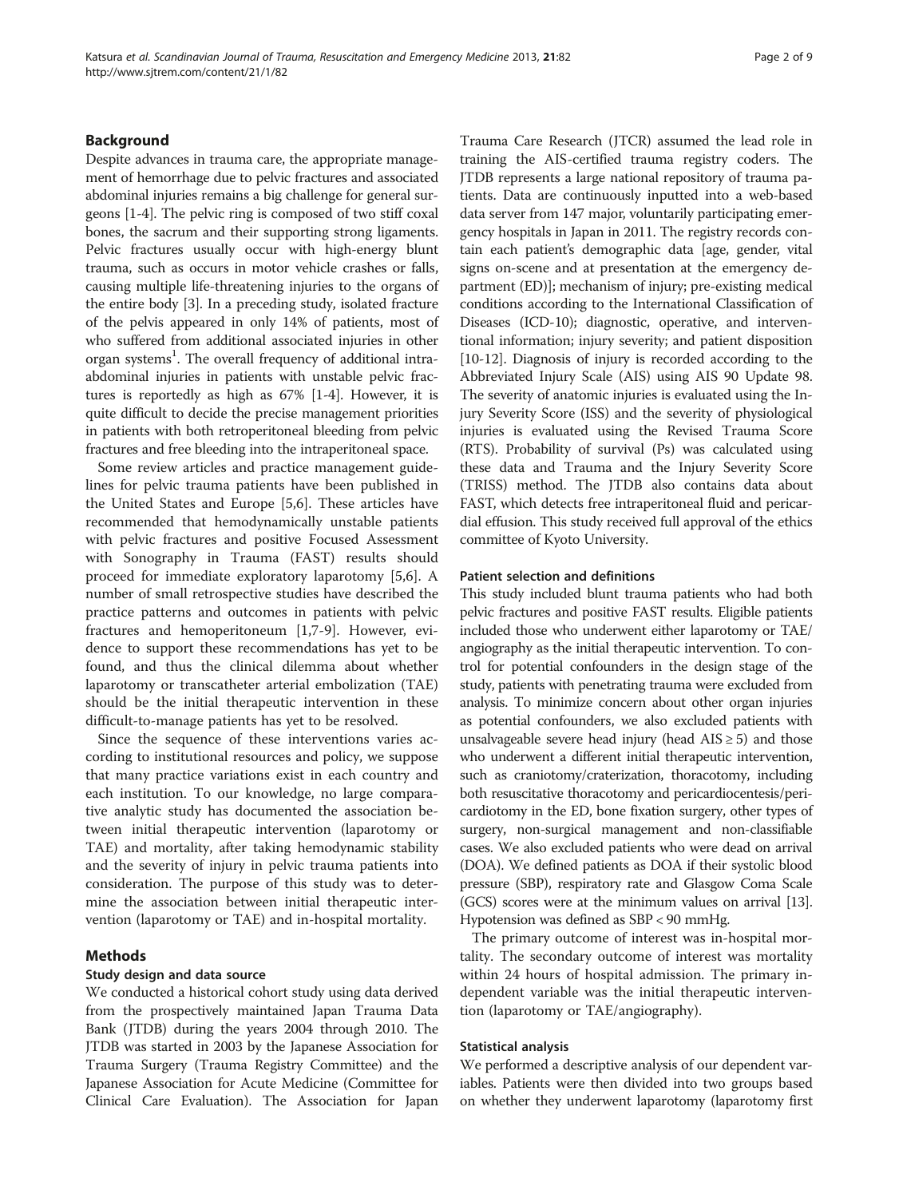## Background

Despite advances in trauma care, the appropriate management of hemorrhage due to pelvic fractures and associated abdominal injuries remains a big challenge for general surgeons [1-4]. The pelvic ring is composed of two stiff coxal bones, the sacrum and their supporting strong ligaments. Pelvic fractures usually occur with high-energy blunt trauma, such as occurs in motor vehicle crashes or falls, causing multiple life-threatening injuries to the organs of the entire body [3]. In a preceding study, isolated fracture of the pelvis appeared in only 14% of patients, most of who suffered from additional associated injuries in other organ systems[1]. The overall frequency of additional intra-abdominal injuries in patients with unstable pelvic fractures is reportedly as high as 67% [1-4]. However, it is quite difficult to decide the precise management priorities in patients with both retroperitoneal bleeding from pelvic fractures and free bleeding into the intraperitoneal space.

Some review articles and practice management guidelines for pelvic trauma patients have been published in the United States and Europe [5,6]. These articles have recommended that hemodynamically unstable patients with pelvic fractures and positive Focused Assessment with Sonography in Trauma (FAST) results should proceed for immediate exploratory laparotomy [5,6]. A number of small retrospective studies have described the practice patterns and outcomes in patients with pelvic fractures and hemoperitoneum [1,7-9]. However, evidence to support these recommendations has yet to be found, and thus the clinical dilemma about whether laparotomy or transcatheter arterial embolization (TAE) should be the initial therapeutic intervention in these difficult-to-manage patients has yet to be resolved.

Since the sequence of these interventions varies according to institutional resources and policy, we suppose that many practice variations exist in each country and each institution. To our knowledge, no large comparative analytic study has documented the association between initial therapeutic intervention (laparotomy or TAE) and mortality, after taking hemodynamic stability and the severity of injury in pelvic trauma patients into consideration. The purpose of this study was to determine the association between initial therapeutic intervention (laparotomy or TAE) and in-hospital mortality.

## Methods

### Study design and data source

We conducted a historical cohort study using data derived from the prospectively maintained Japan Trauma Data Bank (JTDB) during the years 2004 through 2010. The JTDB was started in 2003 by the Japanese Association for Trauma Surgery (Trauma Registry Committee) and the Japanese Association for Acute Medicine (Committee for Clinical Care Evaluation). The Association for Japan Trauma Care Research (JTCR) assumed the lead role in training the AIS-certified trauma registry coders. The JTDB represents a large national repository of trauma patients. Data are continuously inputted into a web-based data server from 147 major, voluntarily participating emergency hospitals in Japan in 2011. The registry records contain each patient's demographic data [age, gender, vital signs on-scene and at presentation at the emergency department (ED)]; mechanism of injury; pre-existing medical conditions according to the International Classification of Diseases (ICD-10); diagnostic, operative, and interventional information; injury severity; and patient disposition [10-12]. Diagnosis of injury is recorded according to the Abbreviated Injury Scale (AIS) using AIS 90 Update 98. The severity of anatomic injuries is evaluated using the Injury Severity Score (ISS) and the severity of physiological injuries is evaluated using the Revised Trauma Score (RTS). Probability of survival (Ps) was calculated using these data and Trauma and the Injury Severity Score (TRISS) method. The JTDB also contains data about FAST, which detects free intraperitoneal fluid and pericardial effusion. This study received full approval of the ethics committee of Kyoto University.

### Patient selection and definitions

This study included blunt trauma patients who had both pelvic fractures and positive FAST results. Eligible patients included those who underwent either laparotomy or TAE/angiography as the initial therapeutic intervention. To control for potential confounders in the design stage of the study, patients with penetrating trauma were excluded from analysis. To minimize concern about other organ injuries as potential confounders, we also excluded patients with unsalvageable severe head injury (head AIS ≥ 5) and those who underwent a different initial therapeutic intervention, such as craniotomy/craterization, thoracotomy, including both resuscitative thoracotomy and pericardiocentesis/pericardiotomy in the ED, bone fixation surgery, other types of surgery, non-surgical management and non-classifiable cases. We also excluded patients who were dead on arrival (DOA). We defined patients as DOA if their systolic blood pressure (SBP), respiratory rate and Glasgow Coma Scale (GCS) scores were at the minimum values on arrival [13]. Hypotension was defined as SBP < 90 mmHg.

The primary outcome of interest was in-hospital mortality. The secondary outcome of interest was mortality within 24 hours of hospital admission. The primary independent variable was the initial therapeutic intervention (laparotomy or TAE/angiography).

### Statistical analysis

We performed a descriptive analysis of our dependent variables. Patients were then divided into two groups based on whether they underwent laparotomy (laparotomy first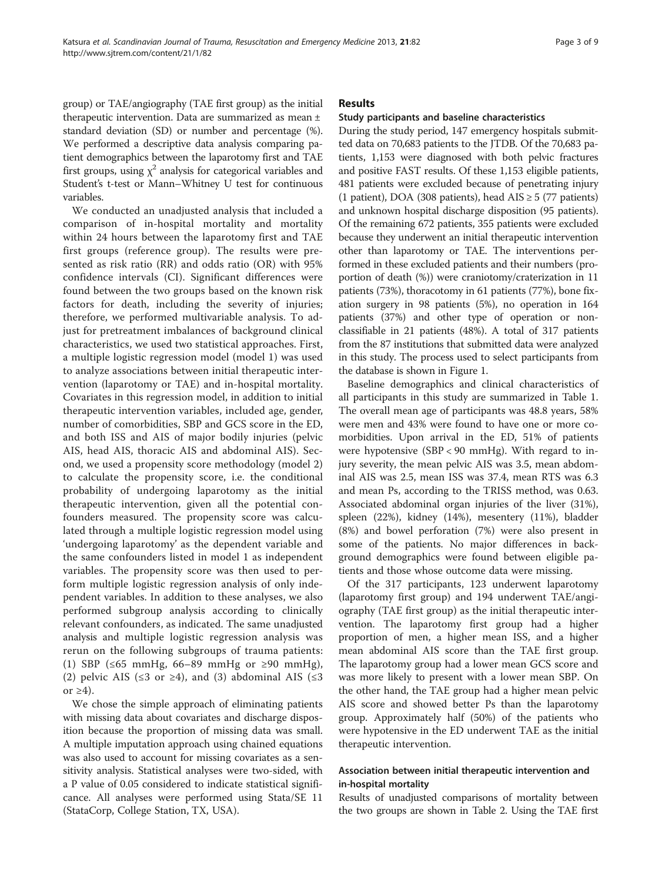group) or TAE/angiography (TAE first group) as the initial therapeutic intervention. Data are summarized as mean ± standard deviation (SD) or number and percentage (%). We performed a descriptive data analysis comparing patient demographics between the laparotomy first and TAE first groups, using $\chi^2$ analysis for categorical variables and Student's t-test or Mann–Whitney U test for continuous variables.

We conducted an unadjusted analysis that included a comparison of in-hospital mortality and mortality within 24 hours between the laparotomy first and TAE first groups (reference group). The results were presented as risk ratio (RR) and odds ratio (OR) with 95% confidence intervals (CI). Significant differences were found between the two groups based on the known risk factors for death, including the severity of injuries; therefore, we performed multivariable analysis. To adjust for pretreatment imbalances of background clinical characteristics, we used two statistical approaches. First, a multiple logistic regression model (model 1) was used to analyze associations between initial therapeutic intervention (laparotomy or TAE) and in-hospital mortality. Covariates in this regression model, in addition to initial therapeutic intervention variables, included age, gender, number of comorbidities, SBP and GCS score in the ED, and both ISS and AIS of major bodily injuries (pelvic AIS, head AIS, thoracic AIS and abdominal AIS). Second, we used a propensity score methodology (model 2) to calculate the propensity score, i.e. the conditional probability of undergoing laparotomy as the initial therapeutic intervention, given all the potential confounders measured. The propensity score was calculated through a multiple logistic regression model using 'undergoing laparotomy' as the dependent variable and the same confounders listed in model 1 as independent variables. The propensity score was then used to perform multiple logistic regression analysis of only independent variables. In addition to these analyses, we also performed subgroup analysis according to clinically relevant confounders, as indicated. The same unadjusted analysis and multiple logistic regression analysis was rerun on the following subgroups of trauma patients: (1) SBP (≤65 mmHg, 66–89 mmHg or ≥90 mmHg), (2) pelvic AIS (≤3 or ≥4), and (3) abdominal AIS (≤3 or ≥4).

We chose the simple approach of eliminating patients with missing data about covariates and discharge disposition because the proportion of missing data was small. A multiple imputation approach using chained equations was also used to account for missing covariates as a sensitivity analysis. Statistical analyses were two-sided, with a P value of 0.05 considered to indicate statistical significance. All analyses were performed using Stata/SE 11 (StataCorp, College Station, TX, USA).

## Results

### Study participants and baseline characteristics

During the study period, 147 emergency hospitals submitted data on 70,683 patients to the JTDB. Of the 70,683 patients, 1,153 were diagnosed with both pelvic fractures and positive FAST results. Of these 1,153 eligible patients, 481 patients were excluded because of penetrating injury (1 patient), DOA (308 patients), head AIS ≥ 5 (77 patients) and unknown hospital discharge disposition (95 patients). Of the remaining 672 patients, 355 patients were excluded because they underwent an initial therapeutic intervention other than laparotomy or TAE. The interventions performed in these excluded patients and their numbers (proportion of death (%)) were craniotomy/craterization in 11 patients (73%), thoracotomy in 61 patients (77%), bone fixation surgery in 98 patients (5%), no operation in 164 patients (37%) and other type of operation or nonclassifiable in 21 patients (48%). A total of 317 patients from the 87 institutions that submitted data were analyzed in this study. The process used to select participants from the database is shown in Figure 1.

Baseline demographics and clinical characteristics of all participants in this study are summarized in Table 1. The overall mean age of participants was 48.8 years, 58% were men and 43% were found to have one or more comorbidities. Upon arrival in the ED, 51% of patients were hypotensive (SBP < 90 mmHg). With regard to injury severity, the mean pelvic AIS was 3.5, mean abdominal AIS was 2.5, mean ISS was 37.4, mean RTS was 6.3 and mean Ps, according to the TRISS method, was 0.63. Associated abdominal organ injuries of the liver (31%), spleen (22%), kidney (14%), mesentery (11%), bladder (8%) and bowel perforation (7%) were also present in some of the patients. No major differences in background demographics were found between eligible patients and those whose outcome data were missing.

Of the 317 participants, 123 underwent laparotomy (laparotomy first group) and 194 underwent TAE/angiography (TAE first group) as the initial therapeutic intervention. The laparotomy first group had a higher proportion of men, a higher mean ISS, and a higher mean abdominal AIS score than the TAE first group. The laparotomy group had a lower mean GCS score and was more likely to present with a lower mean SBP. On the other hand, the TAE group had a higher mean pelvic AIS score and showed better Ps than the laparotomy group. Approximately half (50%) of the patients who were hypotensive in the ED underwent TAE as the initial therapeutic intervention.

### Association between initial therapeutic intervention and in-hospital mortality

Results of unadjusted comparisons of mortality between the two groups are shown in Table 2. Using the TAE first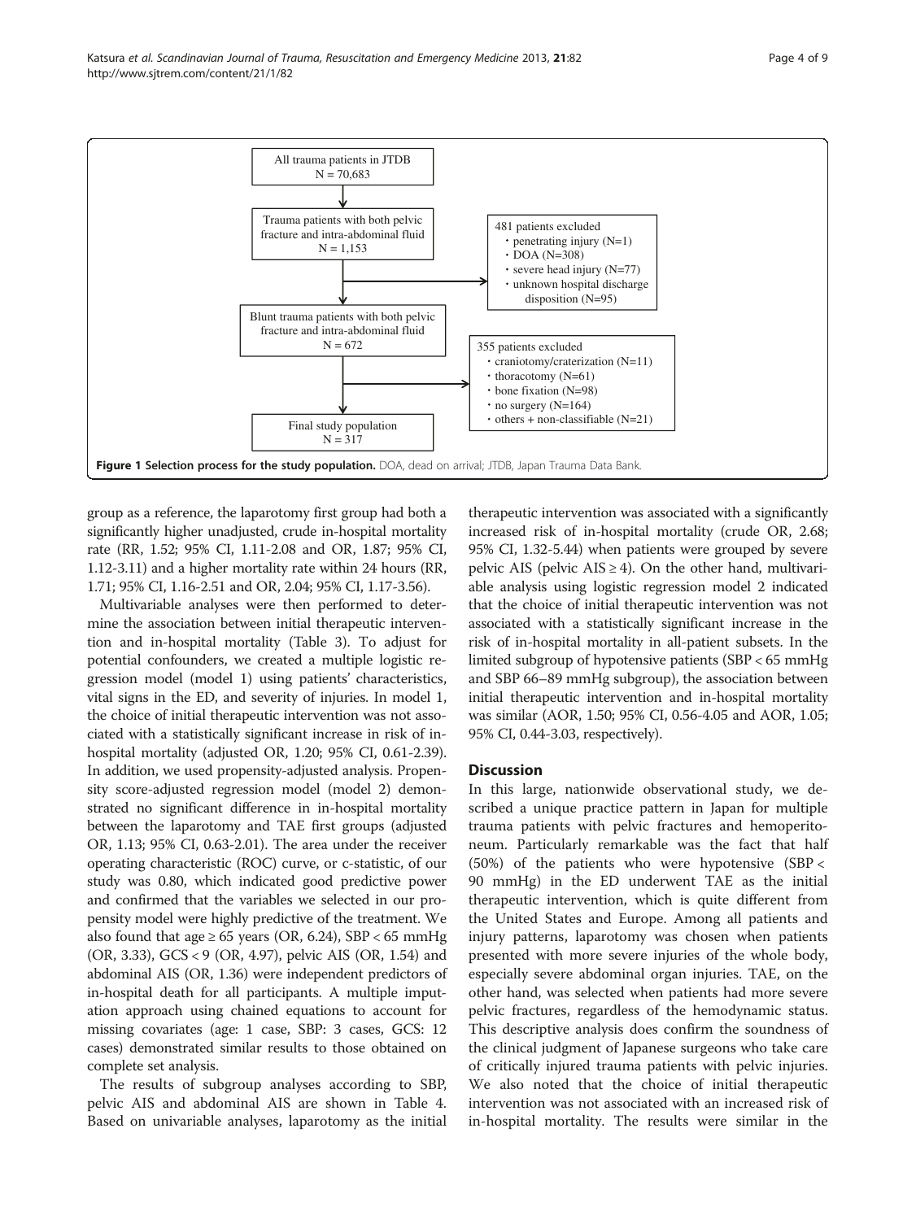All trauma patients in JTDB
N = 70,683

Trauma patients with both pelvic fracture and intra-abdominal fluid
N = 1,153

481 patients excluded
・penetrating injury (N=1)
・DOA (N=308)
・severe head injury (N=77)
・unknown hospital discharge disposition (N=95)

Blunt trauma patients with both pelvic fracture and intra-abdominal fluid
N = 672

355 patients excluded
・craniotomy/craterization (N=11)
・thoracotomy (N=61)
・bone fixation (N=98)
・no surgery (N=164)
・others + non-classifiable (N=21)

Final study population
N = 317

**Figure 1 Selection process for the study population.** DOA, dead on arrival; JTDB, Japan Trauma Data Bank.

group as a reference, the laparotomy first group had both a significantly higher unadjusted, crude in-hospital mortality rate (RR, 1.52; 95% CI, 1.11-2.08 and OR, 1.87; 95% CI, 1.12-3.11) and a higher mortality rate within 24 hours (RR, 1.71; 95% CI, 1.16-2.51 and OR, 2.04; 95% CI, 1.17-3.56).

Multivariable analyses were then performed to determine the association between initial therapeutic intervention and in-hospital mortality (Table 3). To adjust for potential confounders, we created a multiple logistic regression model (model 1) using patients' characteristics, vital signs in the ED, and severity of injuries. In model 1, the choice of initial therapeutic intervention was not associated with a statistically significant increase in risk of in-hospital mortality (adjusted OR, 1.20; 95% CI, 0.61-2.39). In addition, we used propensity-adjusted analysis. Propensity score-adjusted regression model (model 2) demonstrated no significant difference in in-hospital mortality between the laparotomy and TAE first groups (adjusted OR, 1.13; 95% CI, 0.63-2.01). The area under the receiver operating characteristic (ROC) curve, or c-statistic, of our study was 0.80, which indicated good predictive power and confirmed that the variables we selected in our propensity model were highly predictive of the treatment. We also found that age ≥ 65 years (OR, 6.24), SBP < 65 mmHg (OR, 3.33), GCS < 9 (OR, 4.97), pelvic AIS (OR, 1.54) and abdominal AIS (OR, 1.36) were independent predictors of in-hospital death for all participants. A multiple imputation approach using chained equations to account for missing covariates (age: 1 case, SBP: 3 cases, GCS: 12 cases) demonstrated similar results to those obtained on complete set analysis.

The results of subgroup analyses according to SBP, pelvic AIS and abdominal AIS are shown in Table 4. Based on univariable analyses, laparotomy as the initial therapeutic intervention was associated with a significantly increased risk of in-hospital mortality (crude OR, 2.68; 95% CI, 1.32-5.44) when patients were grouped by severe pelvic AIS (pelvic AIS ≥ 4). On the other hand, multivariable analysis using logistic regression model 2 indicated that the choice of initial therapeutic intervention was not associated with a statistically significant increase in the risk of in-hospital mortality in all-patient subsets. In the limited subgroup of hypotensive patients (SBP < 65 mmHg and SBP 66–89 mmHg subgroup), the association between initial therapeutic intervention and in-hospital mortality was similar (AOR, 1.50; 95% CI, 0.56-4.05 and AOR, 1.05; 95% CI, 0.44-3.03, respectively).

## Discussion

In this large, nationwide observational study, we described a unique practice pattern in Japan for multiple trauma patients with pelvic fractures and hemoperitoneum. Particularly remarkable was the fact that half (50%) of the patients who were hypotensive (SBP < 90 mmHg) in the ED underwent TAE as the initial therapeutic intervention, which is quite different from the United States and Europe. Among all patients and injury patterns, laparotomy was chosen when patients presented with more severe injuries of the whole body, especially severe abdominal organ injuries. TAE, on the other hand, was selected when patients had more severe pelvic fractures, regardless of the hemodynamic status. This descriptive analysis does confirm the soundness of the clinical judgment of Japanese surgeons who take care of critically injured trauma patients with pelvic injuries. We also noted that the choice of initial therapeutic intervention was not associated with an increased risk of in-hospital mortality. The results were similar in the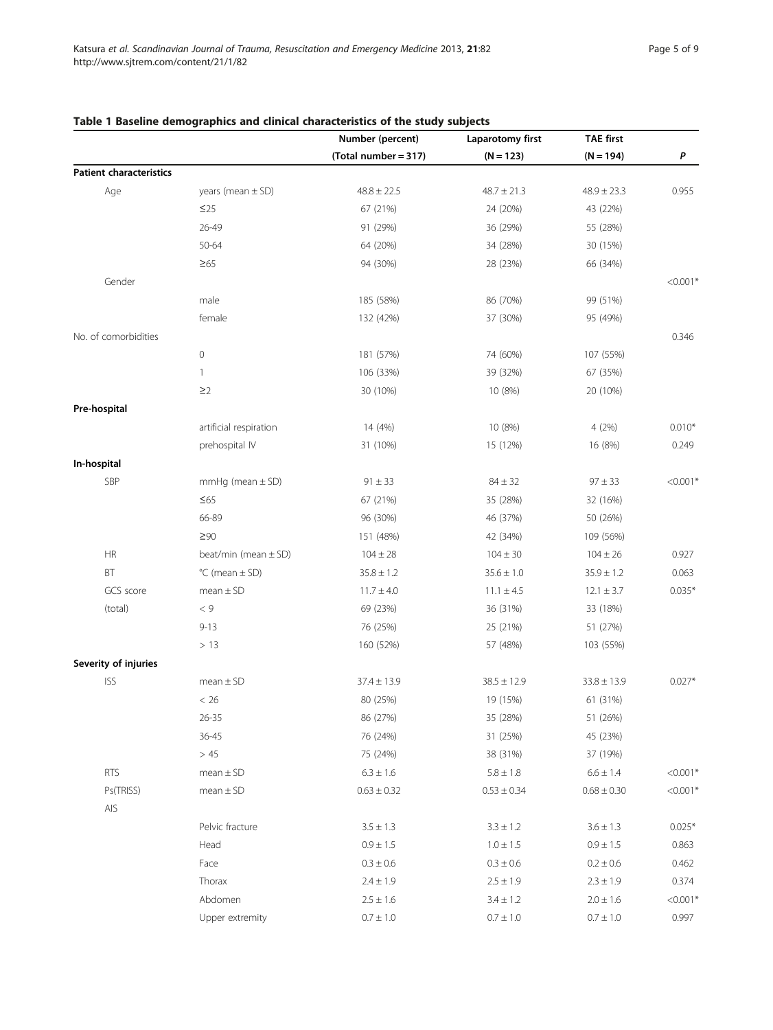## Table 1 Baseline demographics and clinical characteristics of the study subjects

| | | Number (percent) (Total number = 317) | Laparotomy first (N = 123) | TAE first (N = 194) | P |
|---|---|---|---|---|---|
| **Patient characteristics** | | | | | |
| Age | years (mean ± SD) | 48.8 ± 22.5 | 48.7 ± 21.3 | 48.9 ± 23.3 | 0.955 |
| | ≤25 | 67 (21%) | 24 (20%) | 43 (22%) | |
| | 26-49 | 91 (29%) | 36 (29%) | 55 (28%) | |
| | 50-64 | 64 (20%) | 34 (28%) | 30 (15%) | |
| | ≥65 | 94 (30%) | 28 (23%) | 66 (34%) | |
| Gender | | | | | <0.001* |
| | male | 185 (58%) | 86 (70%) | 99 (51%) | |
| | female | 132 (42%) | 37 (30%) | 95 (49%) | |
| No. of comorbidities | | | | | 0.346 |
| | 0 | 181 (57%) | 74 (60%) | 107 (55%) | |
| | 1 | 106 (33%) | 39 (32%) | 67 (35%) | |
| | ≥2 | 30 (10%) | 10 (8%) | 20 (10%) | |
| **Pre-hospital** | | | | | |
| | artificial respiration | 14 (4%) | 10 (8%) | 4 (2%) | 0.010* |
| | prehospital IV | 31 (10%) | 15 (12%) | 16 (8%) | 0.249 |
| **In-hospital** | | | | | |
| SBP | mmHg (mean ± SD) | 91 ± 33 | 84 ± 32 | 97 ± 33 | <0.001* |
| | ≤65 | 67 (21%) | 35 (28%) | 32 (16%) | |
| | 66-89 | 96 (30%) | 46 (37%) | 50 (26%) | |
| | ≥90 | 151 (48%) | 42 (34%) | 109 (56%) | |
| HR | beat/min (mean ± SD) | 104 ± 28 | 104 ± 30 | 104 ± 26 | 0.927 |
| BT | °C (mean ± SD) | 35.8 ± 1.2 | 35.6 ± 1.0 | 35.9 ± 1.2 | 0.063 |
| GCS score | mean ± SD | 11.7 ± 4.0 | 11.1 ± 4.5 | 12.1 ± 3.7 | 0.035* |
| (total) | < 9 | 69 (23%) | 36 (31%) | 33 (18%) | |
| | 9-13 | 76 (25%) | 25 (21%) | 51 (27%) | |
| | > 13 | 160 (52%) | 57 (48%) | 103 (55%) | |
| **Severity of injuries** | | | | | |
| ISS | mean ± SD | 37.4 ± 13.9 | 38.5 ± 12.9 | 33.8 ± 13.9 | 0.027* |
| | < 26 | 80 (25%) | 19 (15%) | 61 (31%) | |
| | 26-35 | 86 (27%) | 35 (28%) | 51 (26%) | |
| | 36-45 | 76 (24%) | 31 (25%) | 45 (23%) | |
| | > 45 | 75 (24%) | 38 (31%) | 37 (19%) | |
| RTS | mean ± SD | 6.3 ± 1.6 | 5.8 ± 1.8 | 6.6 ± 1.4 | <0.001* |
| Ps(TRISS) | mean ± SD | 0.63 ± 0.32 | 0.53 ± 0.34 | 0.68 ± 0.30 | <0.001* |
| AIS | | | | | |
| | Pelvic fracture | 3.5 ± 1.3 | 3.3 ± 1.2 | 3.6 ± 1.3 | 0.025* |
| | Head | 0.9 ± 1.5 | 1.0 ± 1.5 | 0.9 ± 1.5 | 0.863 |
| | Face | 0.3 ± 0.6 | 0.3 ± 0.6 | 0.2 ± 0.6 | 0.462 |
| | Thorax | 2.4 ± 1.9 | 2.5 ± 1.9 | 2.3 ± 1.9 | 0.374 |
| | Abdomen | 2.5 ± 1.6 | 3.4 ± 1.2 | 2.0 ± 1.6 | <0.001* |
| | Upper extremity | 0.7 ± 1.0 | 0.7 ± 1.0 | 0.7 ± 1.0 | 0.997 |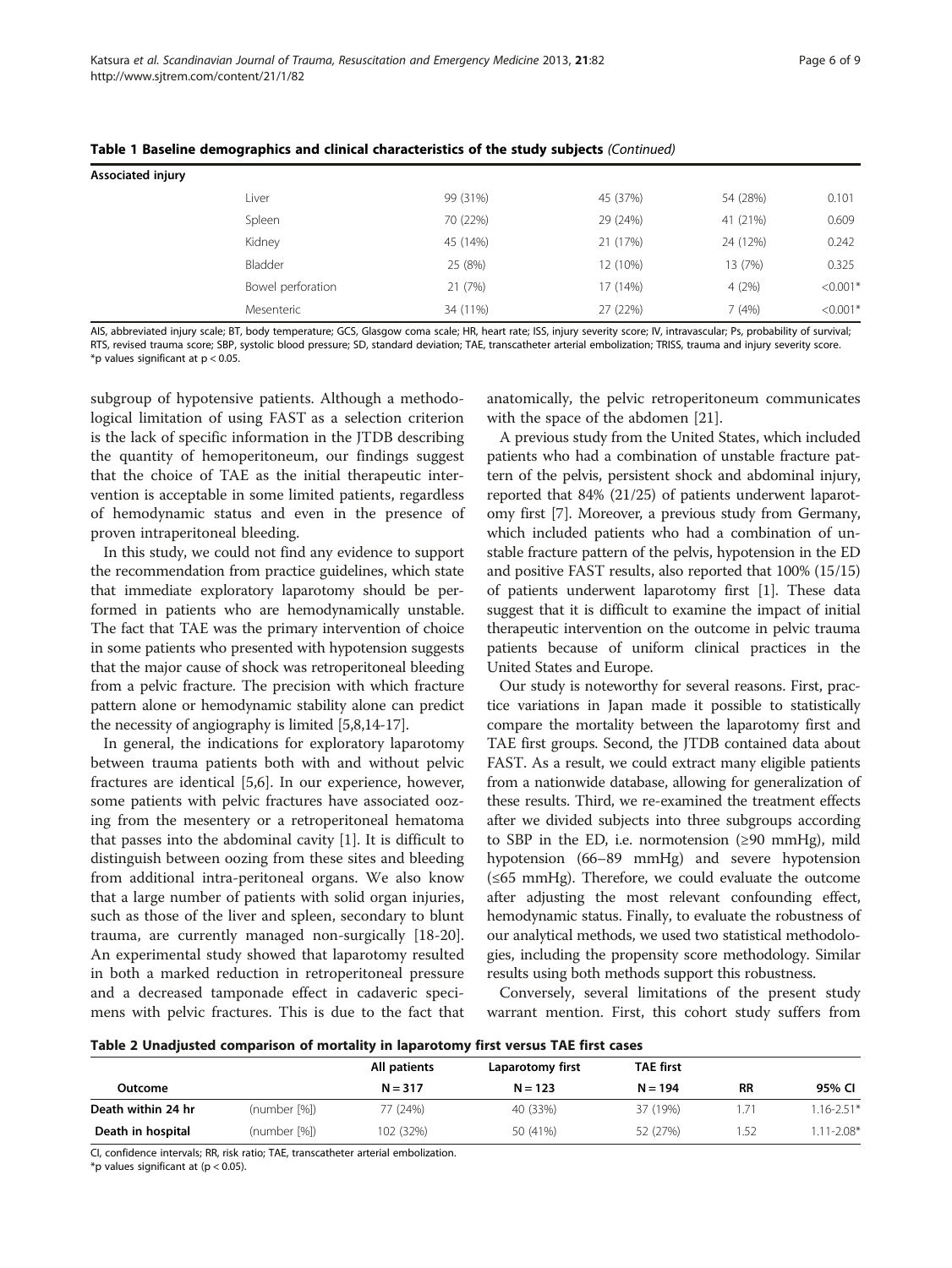**Table 1 Baseline demographics and clinical characteristics of the study subjects** *(Continued)*

| | | | | | |
|---|---|---|---|---|---|
| **Associated injury** | | | | | |
| | Liver | 99 (31%) | 45 (37%) | 54 (28%) | 0.101 |
| | Spleen | 70 (22%) | 29 (24%) | 41 (21%) | 0.609 |
| | Kidney | 45 (14%) | 21 (17%) | 24 (12%) | 0.242 |
| | Bladder | 25 (8%) | 12 (10%) | 13 (7%) | 0.325 |
| | Bowel perforation | 21 (7%) | 17 (14%) | 4 (2%) | <0.001* |
| | Mesenteric | 34 (11%) | 27 (22%) | 7 (4%) | <0.001* |

AIS, abbreviated injury scale; BT, body temperature; GCS, Glasgow coma scale; HR, heart rate; ISS, injury severity score; IV, intravascular; Ps, probability of survival; RTS, revised trauma score; SBP, systolic blood pressure; SD, standard deviation; TAE, transcatheter arterial embolization; TRISS, trauma and injury severity score.
*p values significant at p < 0.05.

subgroup of hypotensive patients. Although a methodological limitation of using FAST as a selection criterion is the lack of specific information in the JTDB describing the quantity of hemoperitoneum, our findings suggest that the choice of TAE as the initial therapeutic intervention is acceptable in some limited patients, regardless of hemodynamic status and even in the presence of proven intraperitoneal bleeding.

In this study, we could not find any evidence to support the recommendation from practice guidelines, which state that immediate exploratory laparotomy should be performed in patients who are hemodynamically unstable. The fact that TAE was the primary intervention of choice in some patients who presented with hypotension suggests that the major cause of shock was retroperitoneal bleeding from a pelvic fracture. The precision with which fracture pattern alone or hemodynamic stability alone can predict the necessity of angiography is limited [5,8,14-17].

In general, the indications for exploratory laparotomy between trauma patients both with and without pelvic fractures are identical [5,6]. In our experience, however, some patients with pelvic fractures have associated oozing from the mesentery or a retroperitoneal hematoma that passes into the abdominal cavity [1]. It is difficult to distinguish between oozing from these sites and bleeding from additional intra-peritoneal organs. We also know that a large number of patients with solid organ injuries, such as those of the liver and spleen, secondary to blunt trauma, are currently managed non-surgically [18-20]. An experimental study showed that laparotomy resulted in both a marked reduction in retroperitoneal pressure and a decreased tamponade effect in cadaveric specimens with pelvic fractures. This is due to the fact that anatomically, the pelvic retroperitoneum communicates with the space of the abdomen [21].

A previous study from the United States, which included patients who had a combination of unstable fracture pattern of the pelvis, persistent shock and abdominal injury, reported that 84% (21/25) of patients underwent laparotomy first [7]. Moreover, a previous study from Germany, which included patients who had a combination of unstable fracture pattern of the pelvis, hypotension in the ED and positive FAST results, also reported that 100% (15/15) of patients underwent laparotomy first [1]. These data suggest that it is difficult to examine the impact of initial therapeutic intervention on the outcome in pelvic trauma patients because of uniform clinical practices in the United States and Europe.

Our study is noteworthy for several reasons. First, practice variations in Japan made it possible to statistically compare the mortality between the laparotomy first and TAE first groups. Second, the JTDB contained data about FAST. As a result, we could extract many eligible patients from a nationwide database, allowing for generalization of these results. Third, we re-examined the treatment effects after we divided subjects into three subgroups according to SBP in the ED, i.e. normotension (≥90 mmHg), mild hypotension (66–89 mmHg) and severe hypotension (≤65 mmHg). Therefore, we could evaluate the outcome after adjusting the most relevant confounding effect, hemodynamic status. Finally, to evaluate the robustness of our analytical methods, we used two statistical methodologies, including the propensity score methodology. Similar results using both methods support this robustness.

Conversely, several limitations of the present study warrant mention. First, this cohort study suffers from

**Table 2 Unadjusted comparison of mortality in laparotomy first versus TAE first cases**

| Outcome | | All patients N = 317 | Laparotomy first N = 123 | TAE first N = 194 | RR | 95% CI |
|---|---|---|---|---|---|---|
| **Death within 24 hr** | (number [%]) | 77 (24%) | 40 (33%) | 37 (19%) | 1.71 | 1.16-2.51* |
| **Death in hospital** | (number [%]) | 102 (32%) | 50 (41%) | 52 (27%) | 1.52 | 1.11-2.08* |

CI, confidence intervals; RR, risk ratio; TAE, transcatheter arterial embolization.
*p values significant at (p < 0.05).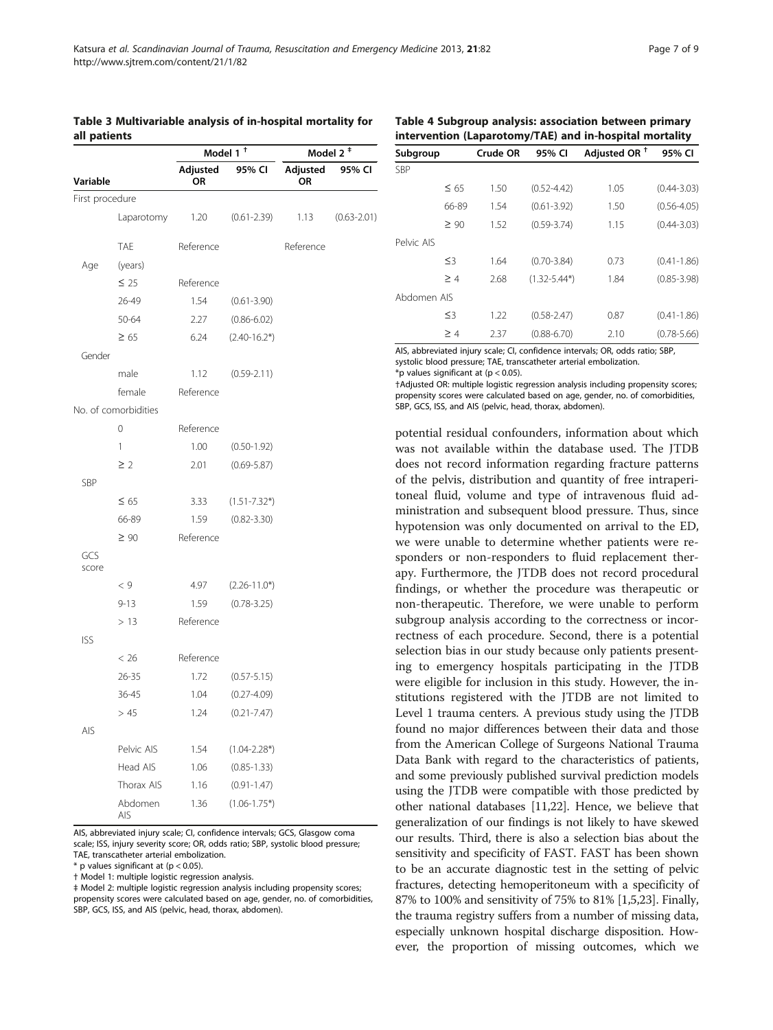**Table 3 Multivariable analysis of in-hospital mortality for all patients**

| Variable | | Model 1 [†] | | Model 2 [‡] | |
|---|---|---|---|---|---|
| | | Adjusted OR | 95% CI | Adjusted OR | 95% CI |
| First procedure | | | | | |
| | Laparotomy | 1.20 | (0.61-2.39) | 1.13 | (0.63-2.01) |
| | TAE | Reference | | Reference | |
| Age | (years) | | | | |
| | ≤ 25 | Reference | | | |
| | 26-49 | 1.54 | (0.61-3.90) | | |
| | 50-64 | 2.27 | (0.86-6.02) | | |
| | ≥ 65 | 6.24 | (2.40-16.2*) | | |
| Gender | | | | | |
| | male | 1.12 | (0.59-2.11) | | |
| | female | Reference | | | |
| No. of comorbidities | | | | | |
| | 0 | Reference | | | |
| | 1 | 1.00 | (0.50-1.92) | | |
| | ≥ 2 | 2.01 | (0.69-5.87) | | |
| SBP | | | | | |
| | ≤ 65 | 3.33 | (1.51-7.32*) | | |
| | 66-89 | 1.59 | (0.82-3.30) | | |
| | ≥ 90 | Reference | | | |
| GCS score | | | | | |
| | < 9 | 4.97 | (2.26-11.0*) | | |
| | 9-13 | 1.59 | (0.78-3.25) | | |
| | > 13 | Reference | | | |
| ISS | | | | | |
| | < 26 | Reference | | | |
| | 26-35 | 1.72 | (0.57-5.15) | | |
| | 36-45 | 1.04 | (0.27-4.09) | | |
| | > 45 | 1.24 | (0.21-7.47) | | |
| AIS | | | | | |
| | Pelvic AIS | 1.54 | (1.04-2.28*) | | |
| | Head AIS | 1.06 | (0.85-1.33) | | |
| | Thorax AIS | 1.16 | (0.91-1.47) | | |
| | Abdomen AIS | 1.36 | (1.06-1.75*) | | |

AIS, abbreviated injury scale; CI, confidence intervals; GCS, Glasgow coma scale; ISS, injury severity score; OR, odds ratio; SBP, systolic blood pressure; TAE, transcatheter arterial embolization.
\* p values significant at ($p < 0.05$).
† Model 1: multiple logistic regression analysis.
‡ Model 2: multiple logistic regression analysis including propensity scores; propensity scores were calculated based on age, gender, no. of comorbidities, SBP, GCS, ISS, and AIS (pelvic, head, thorax, abdomen).

**Table 4 Subgroup analysis: association between primary intervention (Laparotomy/TAE) and in-hospital mortality**

| Subgroup | | Crude OR | 95% CI | Adjusted OR [†] | 95% CI |
|---|---|---|---|---|---|
| SBP | | | | | |
| | ≤ 65 | 1.50 | (0.52-4.42) | 1.05 | (0.44-3.03) |
| | 66-89 | 1.54 | (0.61-3.92) | 1.50 | (0.56-4.05) |
| | ≥ 90 | 1.52 | (0.59-3.74) | 1.15 | (0.44-3.03) |
| Pelvic AIS | | | | | |
| | ≤3 | 1.64 | (0.70-3.84) | 0.73 | (0.41-1.86) |
| | ≥ 4 | 2.68 | (1.32-5.44*) | 1.84 | (0.85-3.98) |
| Abdomen AIS | | | | | |
| | ≤3 | 1.22 | (0.58-2.47) | 0.87 | (0.41-1.86) |
| | ≥ 4 | 2.37 | (0.88-6.70) | 2.10 | (0.78-5.66) |

AIS, abbreviated injury scale; CI, confidence intervals; OR, odds ratio; SBP, systolic blood pressure; TAE, transcatheter arterial embolization.
\*p values significant at ($p < 0.05$).
†Adjusted OR: multiple logistic regression analysis including propensity scores; propensity scores were calculated based on age, gender, no. of comorbidities, SBP, GCS, ISS, and AIS (pelvic, head, thorax, abdomen).

potential residual confounders, information about which was not available within the database used. The JTDB does not record information regarding fracture patterns of the pelvis, distribution and quantity of free intraperitoneal fluid, volume and type of intravenous fluid administration and subsequent blood pressure. Thus, since hypotension was only documented on arrival to the ED, we were unable to determine whether patients were responders or non-responders to fluid replacement therapy. Furthermore, the JTDB does not record procedural findings, or whether the procedure was therapeutic or non-therapeutic. Therefore, we were unable to perform subgroup analysis according to the correctness or incorrectness of each procedure. Second, there is a potential selection bias in our study because only patients presenting to emergency hospitals participating in the JTDB were eligible for inclusion in this study. However, the institutions registered with the JTDB are not limited to Level 1 trauma centers. A previous study using the JTDB found no major differences between their data and those from the American College of Surgeons National Trauma Data Bank with regard to the characteristics of patients, and some previously published survival prediction models using the JTDB were compatible with those predicted by other national databases [11,22]. Hence, we believe that generalization of our findings is not likely to have skewed our results. Third, there is also a selection bias about the sensitivity and specificity of FAST. FAST has been shown to be an accurate diagnostic test in the setting of pelvic fractures, detecting hemoperitoneum with a specificity of 87% to 100% and sensitivity of 75% to 81% [1,5,23]. Finally, the trauma registry suffers from a number of missing data, especially unknown hospital discharge disposition. However, the proportion of missing outcomes, which we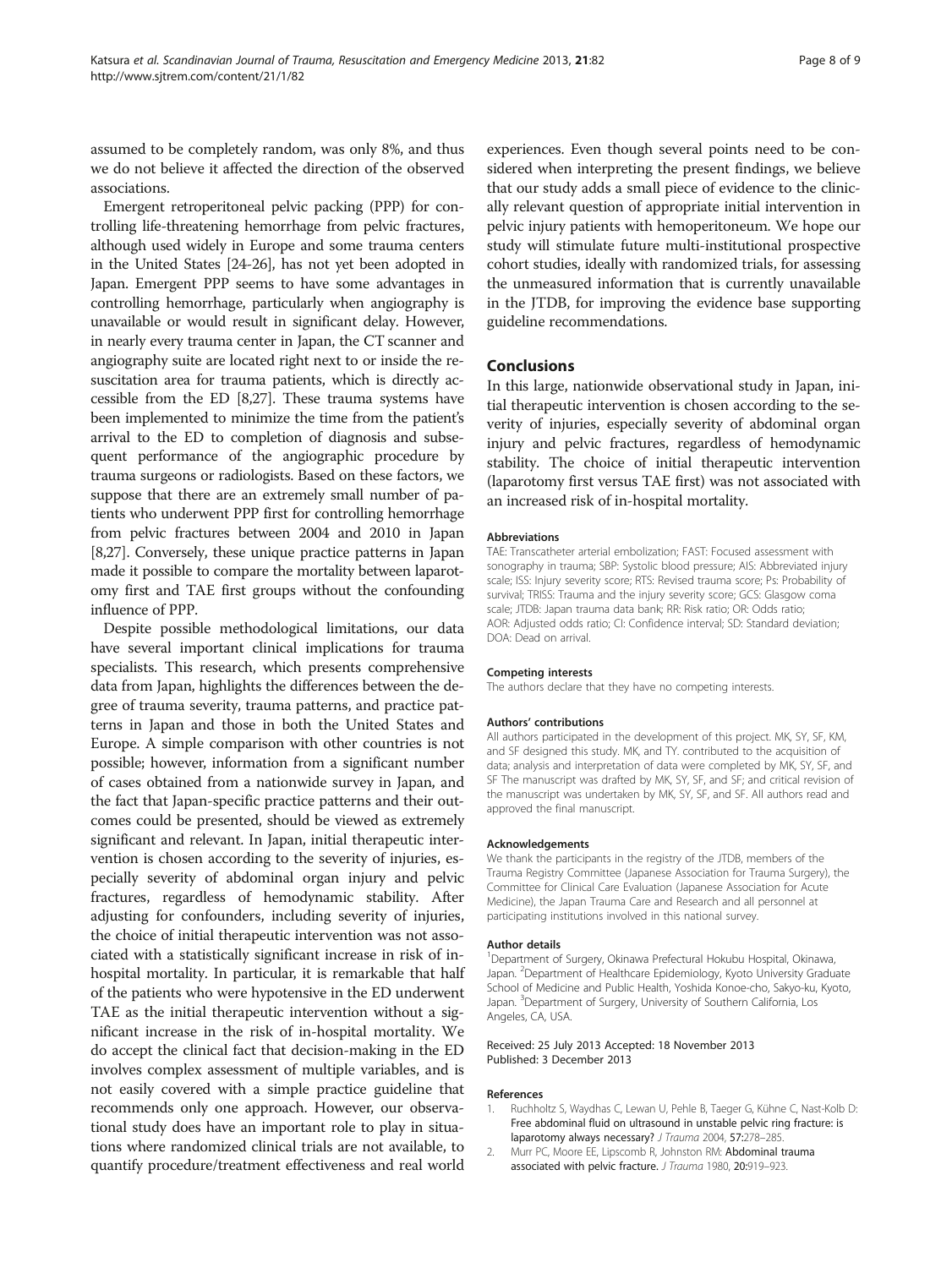assumed to be completely random, was only 8%, and thus we do not believe it affected the direction of the observed associations.

Emergent retroperitoneal pelvic packing (PPP) for controlling life-threatening hemorrhage from pelvic fractures, although used widely in Europe and some trauma centers in the United States [24-26], has not yet been adopted in Japan. Emergent PPP seems to have some advantages in controlling hemorrhage, particularly when angiography is unavailable or would result in significant delay. However, in nearly every trauma center in Japan, the CT scanner and angiography suite are located right next to or inside the resuscitation area for trauma patients, which is directly accessible from the ED [8,27]. These trauma systems have been implemented to minimize the time from the patient's arrival to the ED to completion of diagnosis and subsequent performance of the angiographic procedure by trauma surgeons or radiologists. Based on these factors, we suppose that there are an extremely small number of patients who underwent PPP first for controlling hemorrhage from pelvic fractures between 2004 and 2010 in Japan [8,27]. Conversely, these unique practice patterns in Japan made it possible to compare the mortality between laparotomy first and TAE first groups without the confounding influence of PPP.

Despite possible methodological limitations, our data have several important clinical implications for trauma specialists. This research, which presents comprehensive data from Japan, highlights the differences between the degree of trauma severity, trauma patterns, and practice patterns in Japan and those in both the United States and Europe. A simple comparison with other countries is not possible; however, information from a significant number of cases obtained from a nationwide survey in Japan, and the fact that Japan-specific practice patterns and their outcomes could be presented, should be viewed as extremely significant and relevant. In Japan, initial therapeutic intervention is chosen according to the severity of injuries, especially severity of abdominal organ injury and pelvic fractures, regardless of hemodynamic stability. After adjusting for confounders, including severity of injuries, the choice of initial therapeutic intervention was not associated with a statistically significant increase in risk of in-hospital mortality. In particular, it is remarkable that half of the patients who were hypotensive in the ED underwent TAE as the initial therapeutic intervention without a significant increase in the risk of in-hospital mortality. We do accept the clinical fact that decision-making in the ED involves complex assessment of multiple variables, and is not easily covered with a simple practice guideline that recommends only one approach. However, our observational study does have an important role to play in situations where randomized clinical trials are not available, to quantify procedure/treatment effectiveness and real world experiences. Even though several points need to be considered when interpreting the present findings, we believe that our study adds a small piece of evidence to the clinically relevant question of appropriate initial intervention in pelvic injury patients with hemoperitoneum. We hope our study will stimulate future multi-institutional prospective cohort studies, ideally with randomized trials, for assessing the unmeasured information that is currently unavailable in the JTDB, for improving the evidence base supporting guideline recommendations.

## Conclusions

In this large, nationwide observational study in Japan, initial therapeutic intervention is chosen according to the severity of injuries, especially severity of abdominal organ injury and pelvic fractures, regardless of hemodynamic stability. The choice of initial therapeutic intervention (laparotomy first versus TAE first) was not associated with an increased risk of in-hospital mortality.

#### Abbreviations

TAE: Transcatheter arterial embolization; FAST: Focused assessment with sonography in trauma; SBP: Systolic blood pressure; AIS: Abbreviated injury scale; ISS: Injury severity score; RTS: Revised trauma score; Ps: Probability of survival; TRISS: Trauma and the injury severity score; GCS: Glasgow coma scale; JTDB: Japan trauma data bank; RR: Risk ratio; OR: Odds ratio; AOR: Adjusted odds ratio; CI: Confidence interval; SD: Standard deviation; DOA: Dead on arrival.

#### Competing interests

The authors declare that they have no competing interests.

#### Authors' contributions

All authors participated in the development of this project. MK, SY, SF, KM, and SF designed this study. MK, and TY. contributed to the acquisition of data; analysis and interpretation of data were completed by MK, SY, SF, and SF The manuscript was drafted by MK, SY, SF, and SF; and critical revision of the manuscript was undertaken by MK, SY, SF, and SF. All authors read and approved the final manuscript.

#### Acknowledgements

We thank the participants in the registry of the JTDB, members of the Trauma Registry Committee (Japanese Association for Trauma Surgery), the Committee for Clinical Care Evaluation (Japanese Association for Acute Medicine), the Japan Trauma Care and Research and all personnel at participating institutions involved in this national survey.

#### Author details

[1]Department of Surgery, Okinawa Prefectural Hokubu Hospital, Okinawa, Japan. [2]Department of Healthcare Epidemiology, Kyoto University Graduate School of Medicine and Public Health, Yoshida Konoe-cho, Sakyo-ku, Kyoto, Japan. [3]Department of Surgery, University of Southern California, Los Angeles, CA, USA.

Received: 25 July 2013 Accepted: 18 November 2013
Published: 3 December 2013

#### References

1. Ruchholtz S, Waydhas C, Lewan U, Pehle B, Taeger G, Kühne C, Nast-Kolb D: **Free abdominal fluid on ultrasound in unstable pelvic ring fracture: is laparotomy always necessary?** *J Trauma* 2004, **57**:278–285.
2. Murr PC, Moore EE, Lipscomb R, Johnston RM: **Abdominal trauma associated with pelvic fracture.** *J Trauma* 1980, **20**:919–923.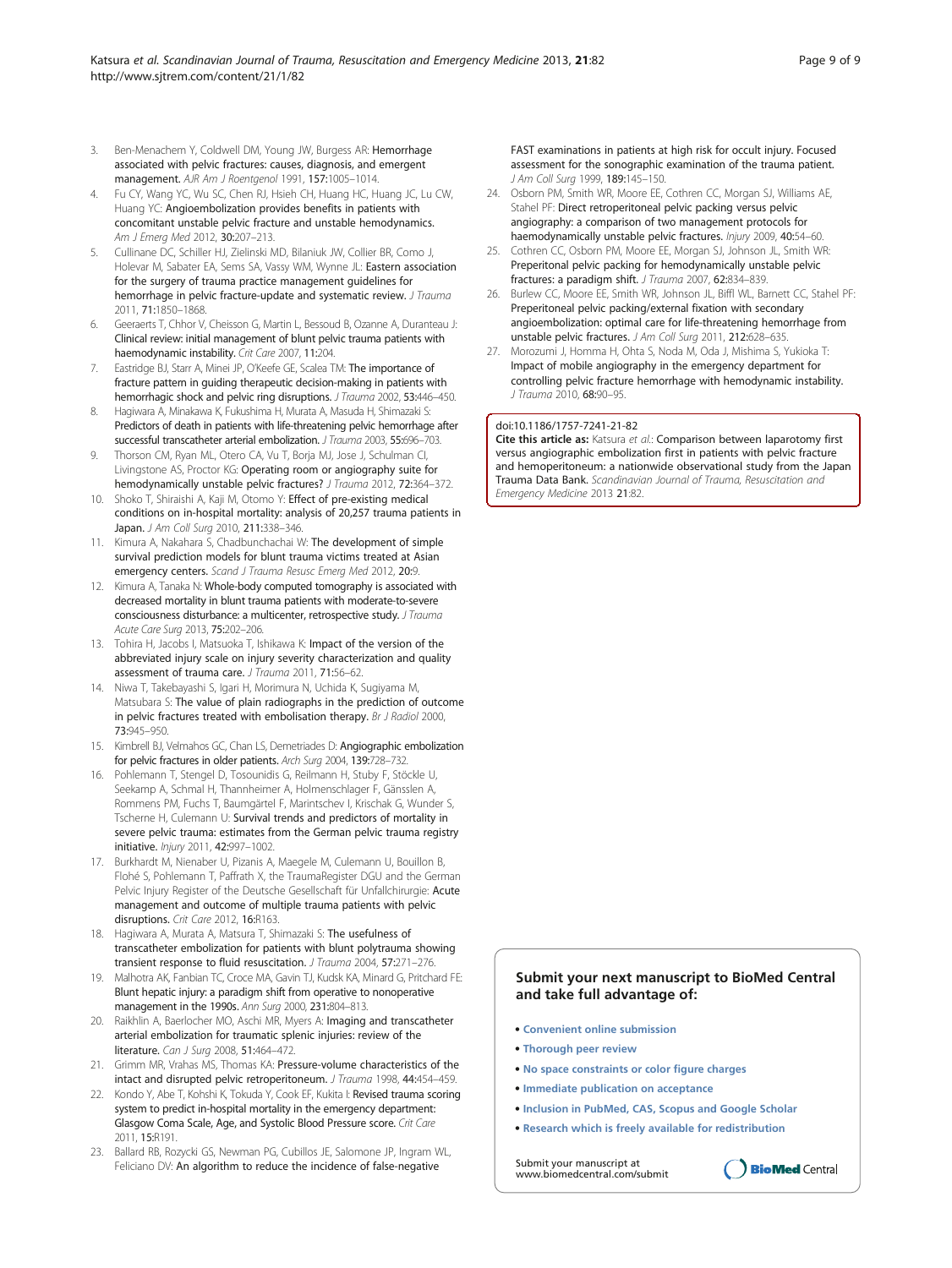3. Ben-Menachem Y, Coldwell DM, Young JW, Burgess AR: Hemorrhage associated with pelvic fractures: causes, diagnosis, and emergent management. *AJR Am J Roentgenol* 1991, 157:1005–1014.
4. Fu CY, Wang YC, Wu SC, Chen RJ, Hsieh CH, Huang HC, Huang JC, Lu CW, Huang YC: Angioembolization provides benefits in patients with concomitant unstable pelvic fracture and unstable hemodynamics. *Am J Emerg Med* 2012, 30:207–213.
5. Cullinane DC, Schiller HJ, Zielinski MD, Bilaniuk JW, Collier BR, Como J, Holevar M, Sabater EA, Sems SA, Vassy WM, Wynne JL: Eastern association for the surgery of trauma practice management guidelines for hemorrhage in pelvic fracture-update and systematic review. *J Trauma* 2011, 71:1850–1868.
6. Geeraerts T, Chhor V, Cheisson G, Martin L, Bessoud B, Ozanne A, Duranteau J: Clinical review: initial management of blunt pelvic trauma patients with haemodynamic instability. *Crit Care* 2007, 11:204.
7. Eastridge BJ, Starr A, Minei JP, O'Keefe GE, Scalea TM: The importance of fracture pattern in guiding therapeutic decision-making in patients with hemorrhagic shock and pelvic ring disruptions. *J Trauma* 2002, 53:446–450.
8. Hagiwara A, Minakawa K, Fukushima H, Murata A, Masuda H, Shimazaki S: Predictors of death in patients with life-threatening pelvic hemorrhage after successful transcatheter arterial embolization. *J Trauma* 2003, 55:696–703.
9. Thorson CM, Ryan ML, Otero CA, Vu T, Borja MJ, Jose J, Schulman CI, Livingstone AS, Proctor KG: Operating room or angiography suite for hemodynamically unstable pelvic fractures? *J Trauma* 2012, 72:364–372.
10. Shoko T, Shiraishi A, Kaji M, Otomo Y: Effect of pre-existing medical conditions on in-hospital mortality: analysis of 20,257 trauma patients in Japan. *J Am Coll Surg* 2010, 211:338–346.
11. Kimura A, Nakahara S, Chadbunchachai W: The development of simple survival prediction models for blunt trauma victims treated at Asian emergency centers. *Scand J Trauma Resusc Emerg Med* 2012, 20:9.
12. Kimura A, Tanaka N: Whole-body computed tomography is associated with decreased mortality in blunt trauma patients with moderate-to-severe consciousness disturbance: a multicenter, retrospective study. *J Trauma Acute Care Surg* 2013, 75:202–206.
13. Tohira H, Jacobs I, Matsuoka T, Ishikawa K: Impact of the version of the abbreviated injury scale on injury severity characterization and quality assessment of trauma care. *J Trauma* 2011, 71:56–62.
14. Niwa T, Takebayashi S, Igari H, Morimura N, Uchida K, Sugiyama M, Matsubara S: The value of plain radiographs in the prediction of outcome in pelvic fractures treated with embolisation therapy. *Br J Radiol* 2000, 73:945–950.
15. Kimbrell BJ, Velmahos GC, Chan LS, Demetriades D: Angiographic embolization for pelvic fractures in older patients. *Arch Surg* 2004, 139:728–732.
16. Pohlemann T, Stengel D, Tosounidis G, Reilmann H, Stuby F, Stöckle U, Seekamp A, Schmal H, Thannheimer A, Holmenschlager F, Gänsslen A, Rommens PM, Fuchs T, Baumgärtel F, Marintschev I, Krischak G, Wunder S, Tscherne H, Culemann U: Survival trends and predictors of mortality in severe pelvic trauma: estimates from the German pelvic trauma registry initiative. *Injury* 2011, 42:997–1002.
17. Burkhardt M, Nienaber U, Pizanis A, Maegele M, Culemann U, Bouillon B, Flohé S, Pohlemann T, Paffrath X, the TraumaRegister DGU and the German Pelvic Injury Register of the Deutsche Gesellschaft für Unfallchirurgie: Acute management and outcome of multiple trauma patients with pelvic disruptions. *Crit Care* 2012, 16:R163.
18. Hagiwara A, Murata A, Matsura T, Shimazaki S: The usefulness of transcatheter embolization for patients with blunt polytrauma showing transient response to fluid resuscitation. *J Trauma* 2004, 57:271–276.
19. Malhotra AK, Fanbian TC, Croce MA, Gavin TJ, Kudsk KA, Minard G, Pritchard FE: Blunt hepatic injury: a paradigm shift from operative to nonoperative management in the 1990s. *Ann Surg* 2000, 231:804–813.
20. Raikhlin A, Baerlocher MO, Aschi MR, Myers A: Imaging and transcatheter arterial embolization for traumatic splenic injuries: review of the literature. *Can J Surg* 2008, 51:464–472.
21. Grimm MR, Vrahas MS, Thomas KA: Pressure-volume characteristics of the intact and disrupted pelvic retroperitoneum. *J Trauma* 1998, 44:454–459.
22. Kondo Y, Abe T, Kohshi K, Tokuda Y, Cook EF, Kukita I: Revised trauma scoring system to predict in-hospital mortality in the emergency department: Glasgow Coma Scale, Age, and Systolic Blood Pressure score. *Crit Care* 2011, 15:R191.
23. Ballard RB, Rozycki GS, Newman PG, Cubillos JE, Salomone JP, Ingram WL, Feliciano DV: An algorithm to reduce the incidence of false-negative FAST examinations in patients at high risk for occult injury. Focused assessment for the sonographic examination of the trauma patient. *J Am Coll Surg* 1999, 189:145–150.
24. Osborn PM, Smith WR, Moore EE, Cothren CC, Morgan SJ, Williams AE, Stahel PF: Direct retroperitoneal pelvic packing versus pelvic angiography: a comparison of two management protocols for haemodynamically unstable pelvic fractures. *Injury* 2009, 40:54–60.
25. Cothren CC, Osborn PM, Moore EE, Morgan SJ, Johnson JL, Smith WR: Preperitonal pelvic packing for hemodynamically unstable pelvic fractures: a paradigm shift. *J Trauma* 2007, 62:834–839.
26. Burlew CC, Moore EE, Smith WR, Johnson JL, Biffl WL, Barnett CC, Stahel PF: Preperitoneal pelvic packing/external fixation with secondary angioembolization: optimal care for life-threatening hemorrhage from unstable pelvic fractures. *J Am Coll Surg* 2011, 212:628–635.
27. Morozumi J, Homma H, Ohta S, Noda M, Oda J, Mishima S, Yukioka T: Impact of mobile angiography in the emergency department for controlling pelvic fracture hemorrhage with hemodynamic instability. *J Trauma* 2010, 68:90–95.

doi:10.1186/1757-7241-21-82

**Cite this article as:** Katsura *et al.*: Comparison between laparotomy first versus angiographic embolization first in patients with pelvic fracture and hemoperitoneum: a nationwide observational study from the Japan Trauma Data Bank. *Scandinavian Journal of Trauma, Resuscitation and Emergency Medicine* 2013 21:82.

**Submit your next manuscript to BioMed Central and take full advantage of:**

- Convenient online submission
- Thorough peer review
- No space constraints or color figure charges
- Immediate publication on acceptance
- Inclusion in PubMed, CAS, Scopus and Google Scholar
- Research which is freely available for redistribution

Submit your manuscript at www.biomedcentral.com/submit

BioMed Central